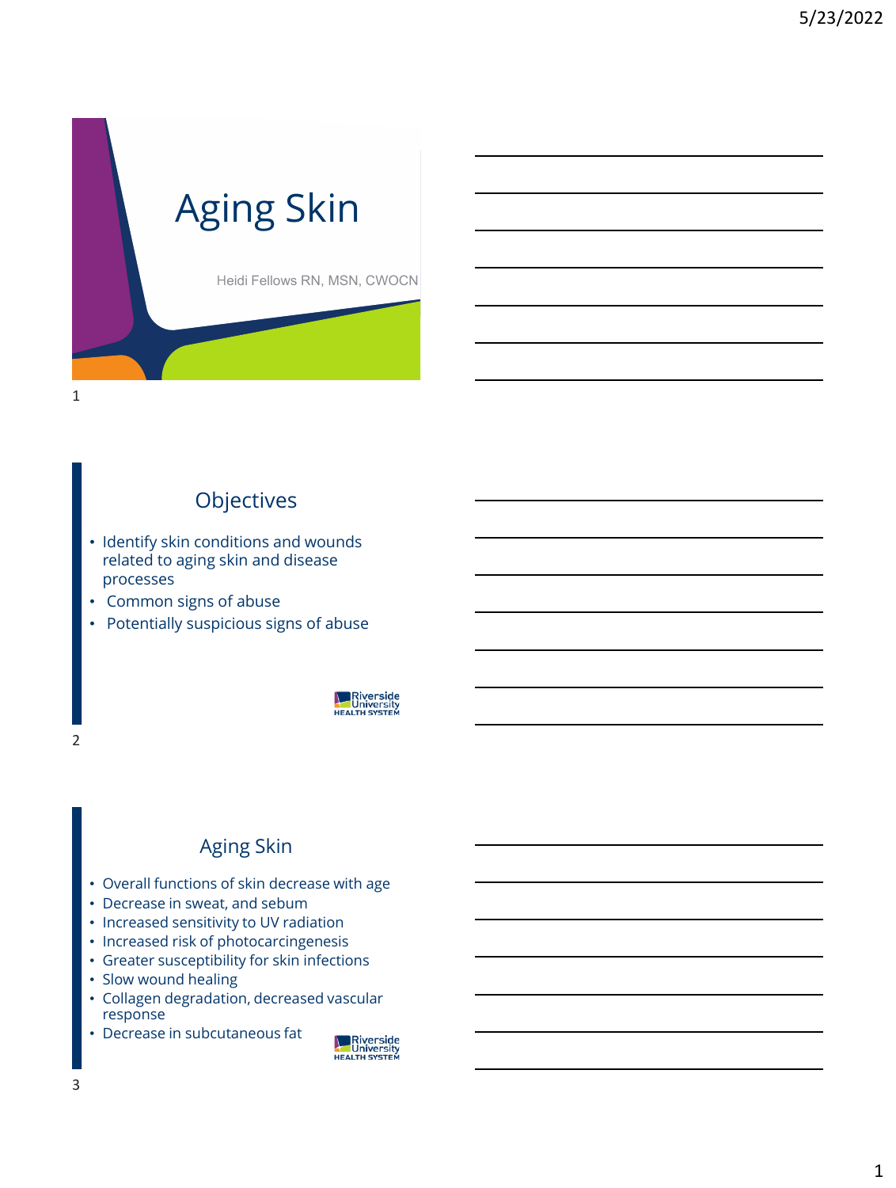# Aging Skin

Heidi Fellows RN, MSN, CWOCN

## Objectives

- Identify skin conditions and wounds related to aging skin and disease processes
- Common signs of abuse
- Potentially suspicious signs of abuse

Riverside University HEALTH SYSTEM

## Aging Skin

- Overall functions of skin decrease with age
- Decrease in sweat, and sebum
- Increased sensitivity to UV radiation
- Increased risk of photocarcingenesis
- Greater susceptibility for skin infections
- Slow wound healing
- Collagen degradation, decreased vascular response
- Decrease in subcutaneous fat

Riverside University HEALTH SYSTEM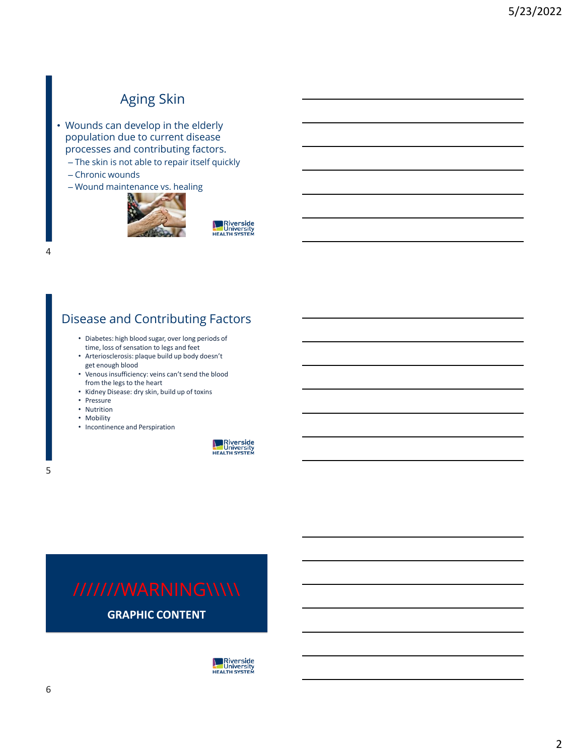## Aging Skin

- Wounds can develop in the elderly population due to current disease processes and contributing factors.
  - The skin is not able to repair itself quickly
  - Chronic wounds
  - Wound maintenance vs. healing

Riverside University HEALTH SYSTEM

## Disease and Contributing Factors

- Diabetes: high blood sugar, over long periods of time, loss of sensation to legs and feet
- Arteriosclerosis: plaque build up body doesn't get enough blood
- Venous insufficiency: veins can't send the blood from the legs to the heart
- Kidney Disease: dry skin, build up of toxins
- Pressure
- Nutrition
- Mobility
- Incontinence and Perspiration

Riverside University HEALTH SYSTEM

## //////WARNING\\\\\

**GRAPHIC CONTENT**

Riverside University HEALTH SYSTEM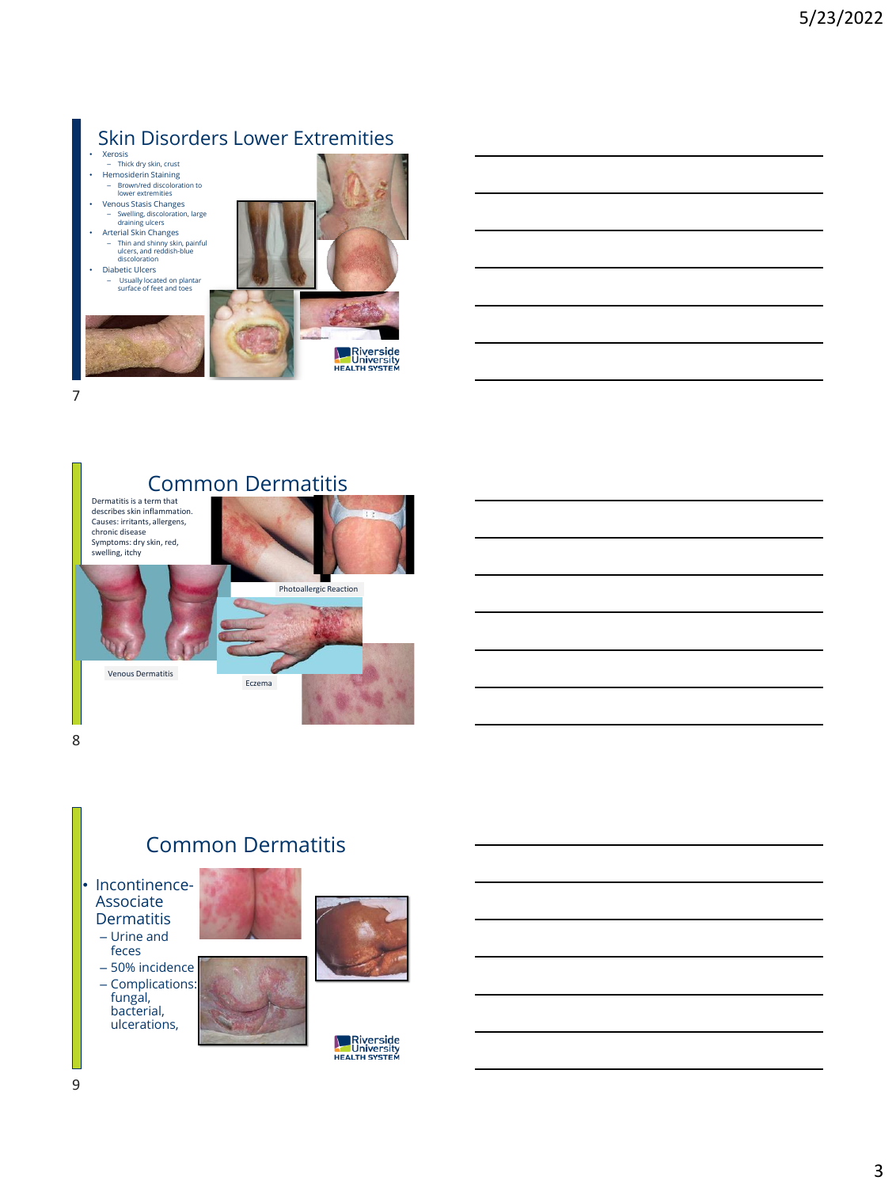## Skin Disorders Lower Extremities

- Xerosis
  - Thick dry skin, crust
- Hemosiderin Staining
  - Brown/red discoloration to lower extremities
- Venous Stasis Changes
  - Swelling, discoloration, large draining ulcers
- Arterial Skin Changes
  - Thin and shinny skin, painful ulcers, and reddish-blue discoloration
- Diabetic Ulcers
  - Usually located on plantar surface of feet and toes

## Common Dermatitis

Dermatitis is a term that describes skin inflammation.
Causes: irritants, allergens, chronic disease
Symptoms: dry skin, red, swelling, itchy

Photoallergic Reaction

Venous Dermatitis

Eczema

## Common Dermatitis

- Incontinence-Associate Dermatitis
  - Urine and feces
  - 50% incidence
  - Complications: fungal, bacterial, ulcerations,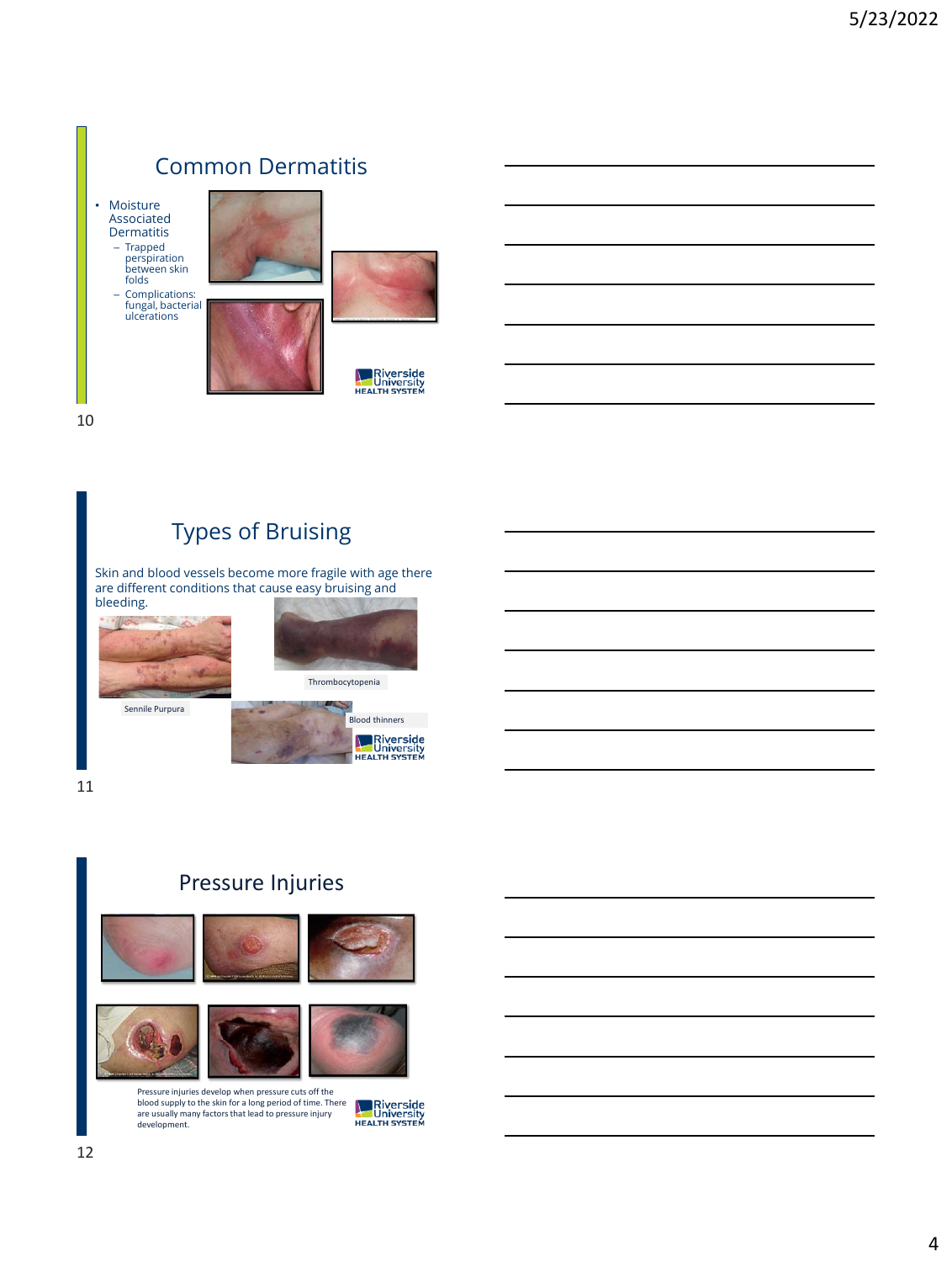## Common Dermatitis

- Moisture Associated Dermatitis
  - Trapped perspiration between skin folds
  - Complications: fungal, bacterial ulcerations

## Types of Bruising

Skin and blood vessels become more fragile with age there are different conditions that cause easy bruising and bleeding.

Sennile Purpura

Thrombocytopenia

Blood thinners

## Pressure Injuries

Pressure injuries develop when pressure cuts off the blood supply to the skin for a long period of time. There are usually many factors that lead to pressure injury development.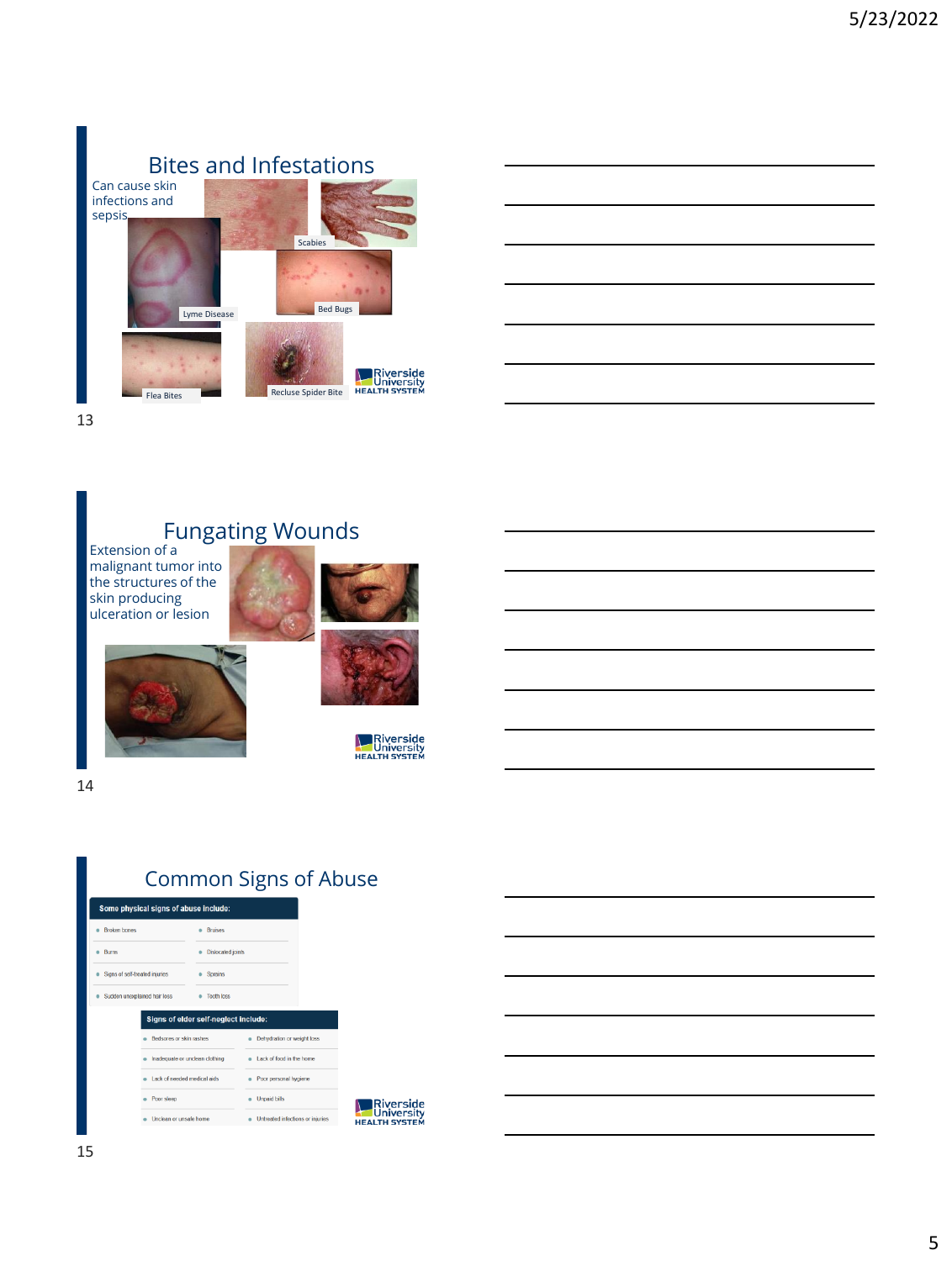## Bites and Infestations

Can cause skin infections and sepsis

Scabies

Lyme Disease

Bed Bugs

Flea Bites

Recluse Spider Bite

Riverside University HEALTH SYSTEM

## Fungating Wounds

Extension of a malignant tumor into the structures of the skin producing ulceration or lesion

Riverside University HEALTH SYSTEM

## Common Signs of Abuse

| Some physical signs of abuse include: | |
|---|---|
| Broken bones | Bruises |
| Burns | Dislocated joints |
| Signs of self-treated injuries | Sprains |
| Sudden unexplained hair loss | Tooth loss |

| Signs of elder self-neglect include: | |
|---|---|
| Bedsores or skin rashes | Dehydration or weight loss |
| Inadequate or unclean clothing | Lack of food in the home |
| Lack of needed medical aids | Poor personal hygiene |
| Poor sleep | Unpaid bills |
| Unclean or unsafe home | Untreated infections or injuries |

Riverside University HEALTH SYSTEM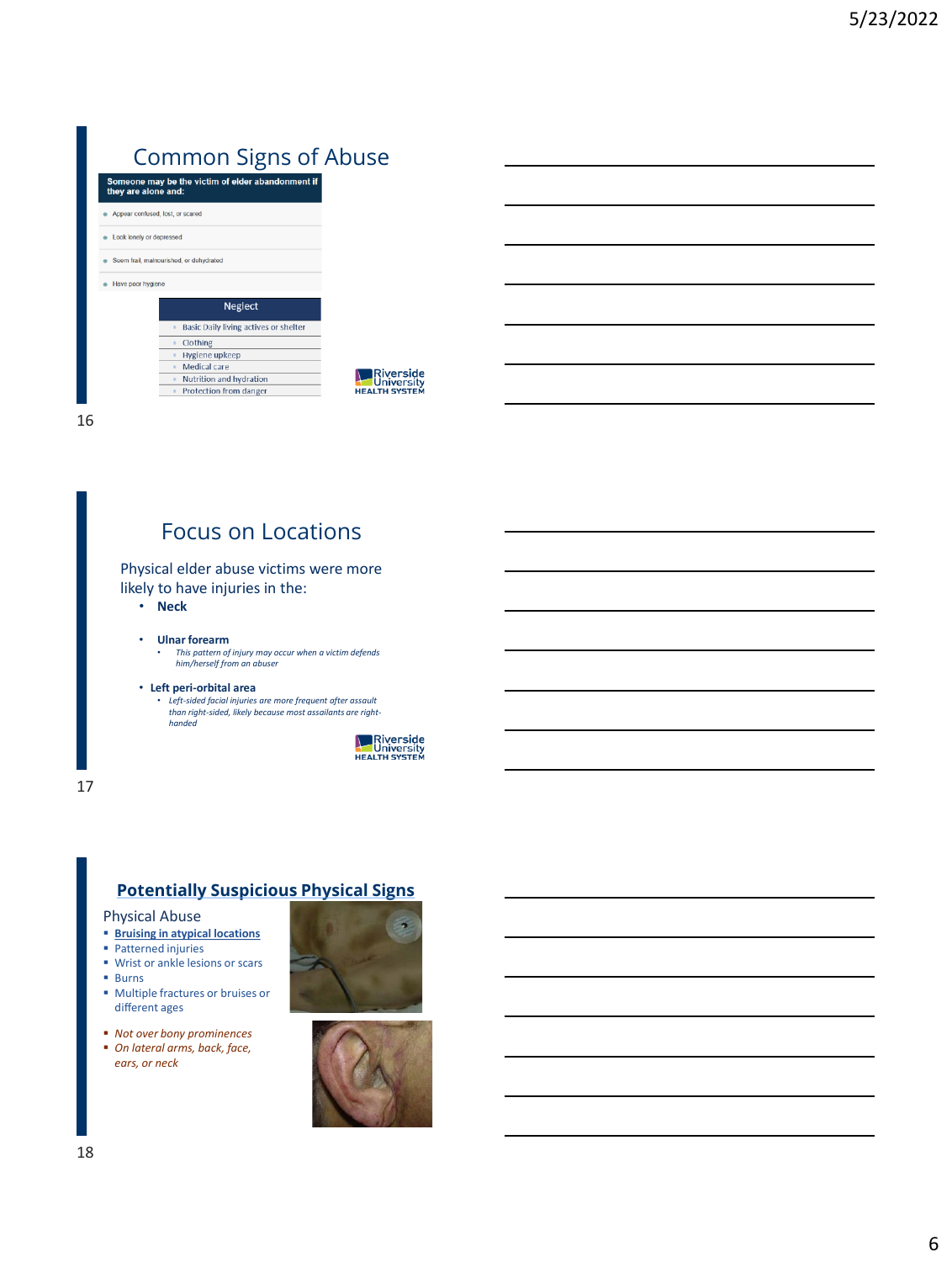## Common Signs of Abuse

**Someone may be the victim of elder abandonment if they are alone and:**

- Appear confused, lost, or scared
- Look lonely or depressed
- Seem frail, malnourished, or dehydrated
- Have poor hygiene

| Neglect |
| --- |
| Basic Daily living actives or shelter |
| Clothing |
| Hygiene upkeep |
| Medical care |
| Nutrition and hydration |
| Protection from danger |

Riverside University HEALTH SYSTEM

## Focus on Locations

Physical elder abuse victims were more likely to have injuries in the:

- **Neck**
- **Ulnar forearm**
  - *This pattern of injury may occur when a victim defends him/herself from an abuser*
- **Left peri-orbital area**
  - *Left-sided facial injuries are more frequent after assault than right-sided, likely because most assailants are right-handed*

Riverside University HEALTH SYSTEM

## Potentially Suspicious Physical Signs

Physical Abuse

- **Bruising in atypical locations**
- Patterned injuries
- Wrist or ankle lesions or scars
- Burns
- Multiple fractures or bruises or different ages

- *Not over bony prominences*
- *On lateral arms, back, face, ears, or neck*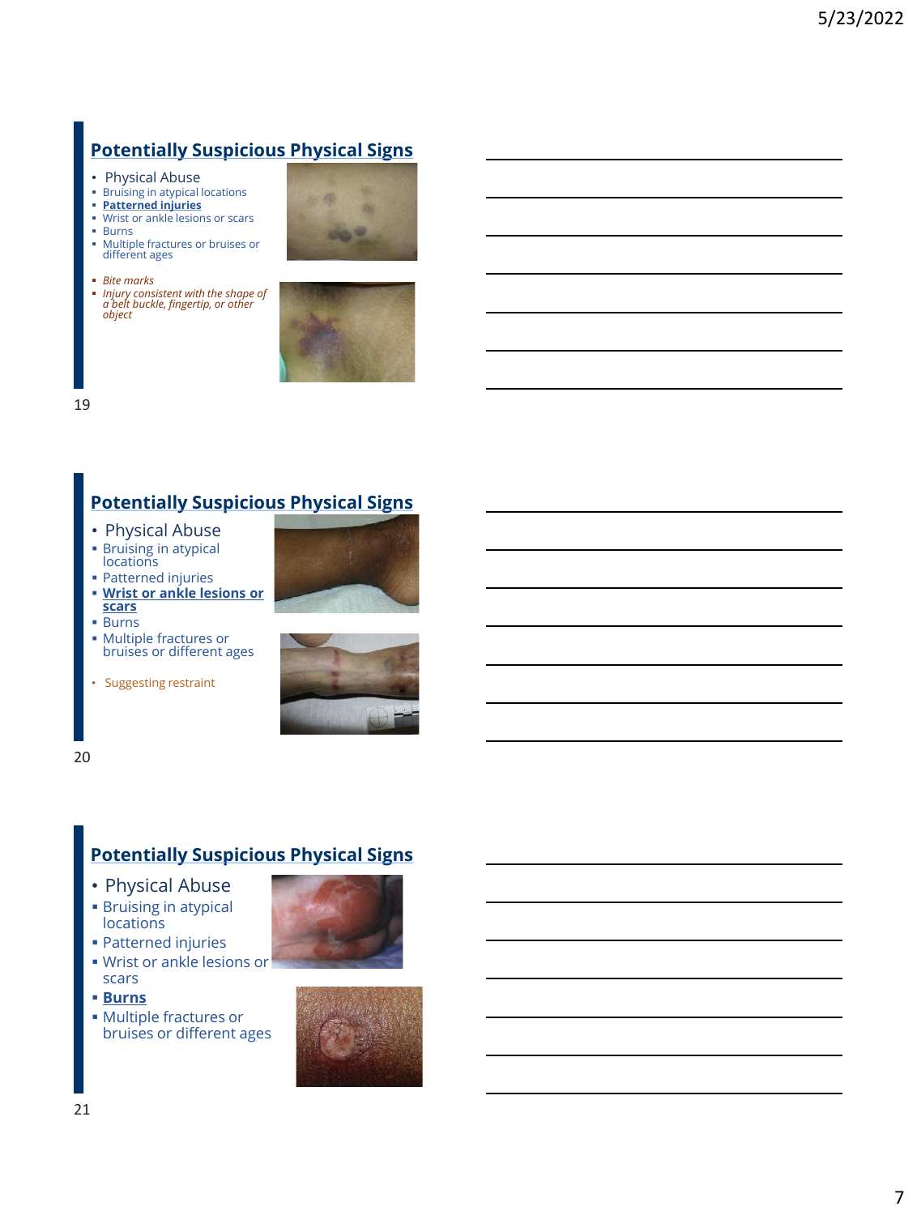## Potentially Suspicious Physical Signs

- Physical Abuse
  - Bruising in atypical locations
  - **Patterned injuries**
  - Wrist or ankle lesions or scars
  - Burns
  - Multiple fractures or bruises or different ages

  - *Bite marks*
  - *Injury consistent with the shape of a belt buckle, fingertip, or other object*

## Potentially Suspicious Physical Signs

- Physical Abuse
  - Bruising in atypical locations
  - Patterned injuries
  - **Wrist or ankle lesions or scars**
  - Burns
  - Multiple fractures or bruises or different ages

- Suggesting restraint

## Potentially Suspicious Physical Signs

- Physical Abuse
  - Bruising in atypical locations
  - Patterned injuries
  - Wrist or ankle lesions or scars
  - **Burns**
  - Multiple fractures or bruises or different ages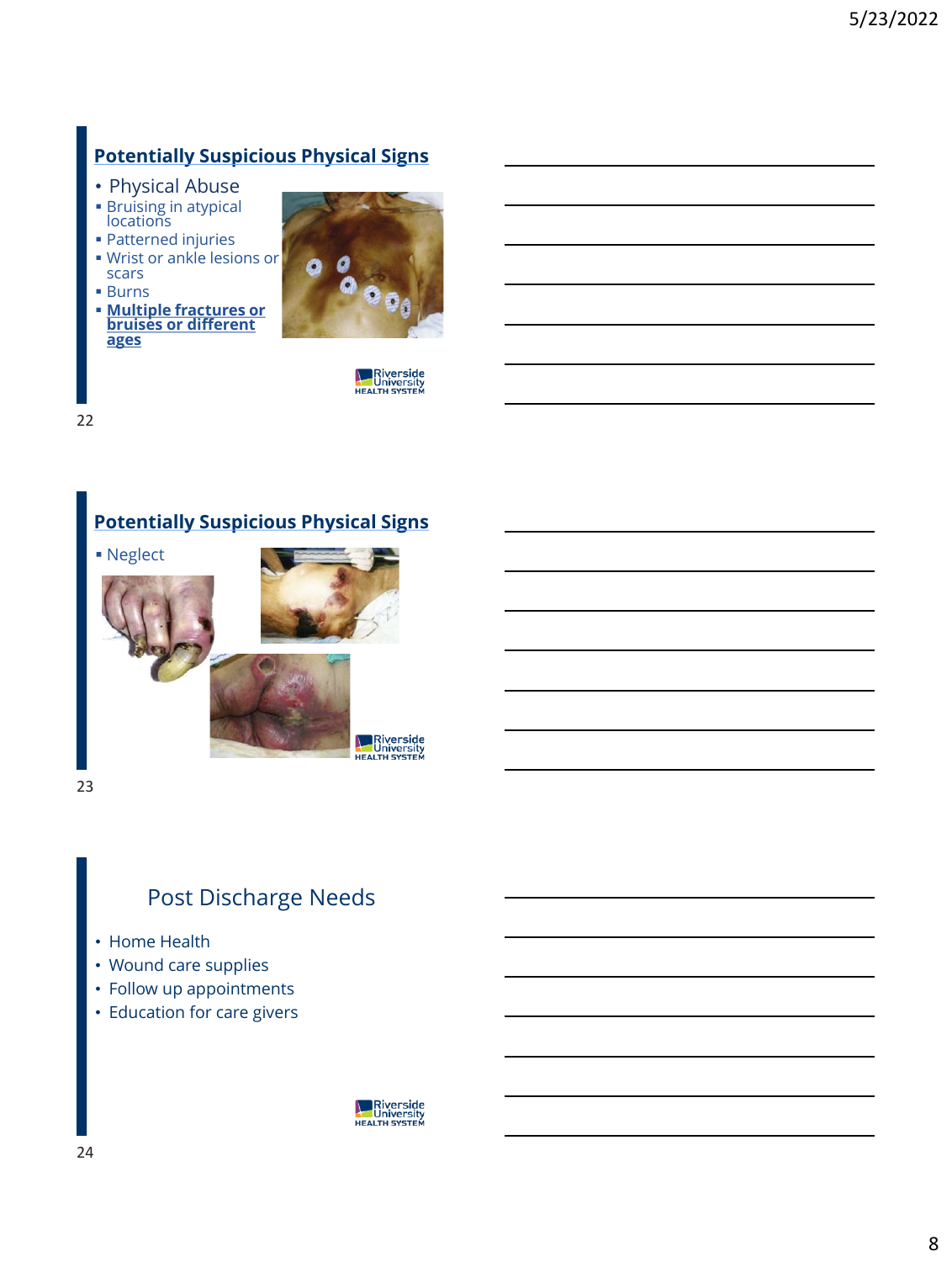## Potentially Suspicious Physical Signs

- Physical Abuse
  - Bruising in atypical locations
  - Patterned injuries
  - Wrist or ankle lesions or scars
  - Burns
  - **Multiple fractures or bruises or different ages**

## Potentially Suspicious Physical Signs

- Neglect

## Post Discharge Needs

- Home Health
- Wound care supplies
- Follow up appointments
- Education for care givers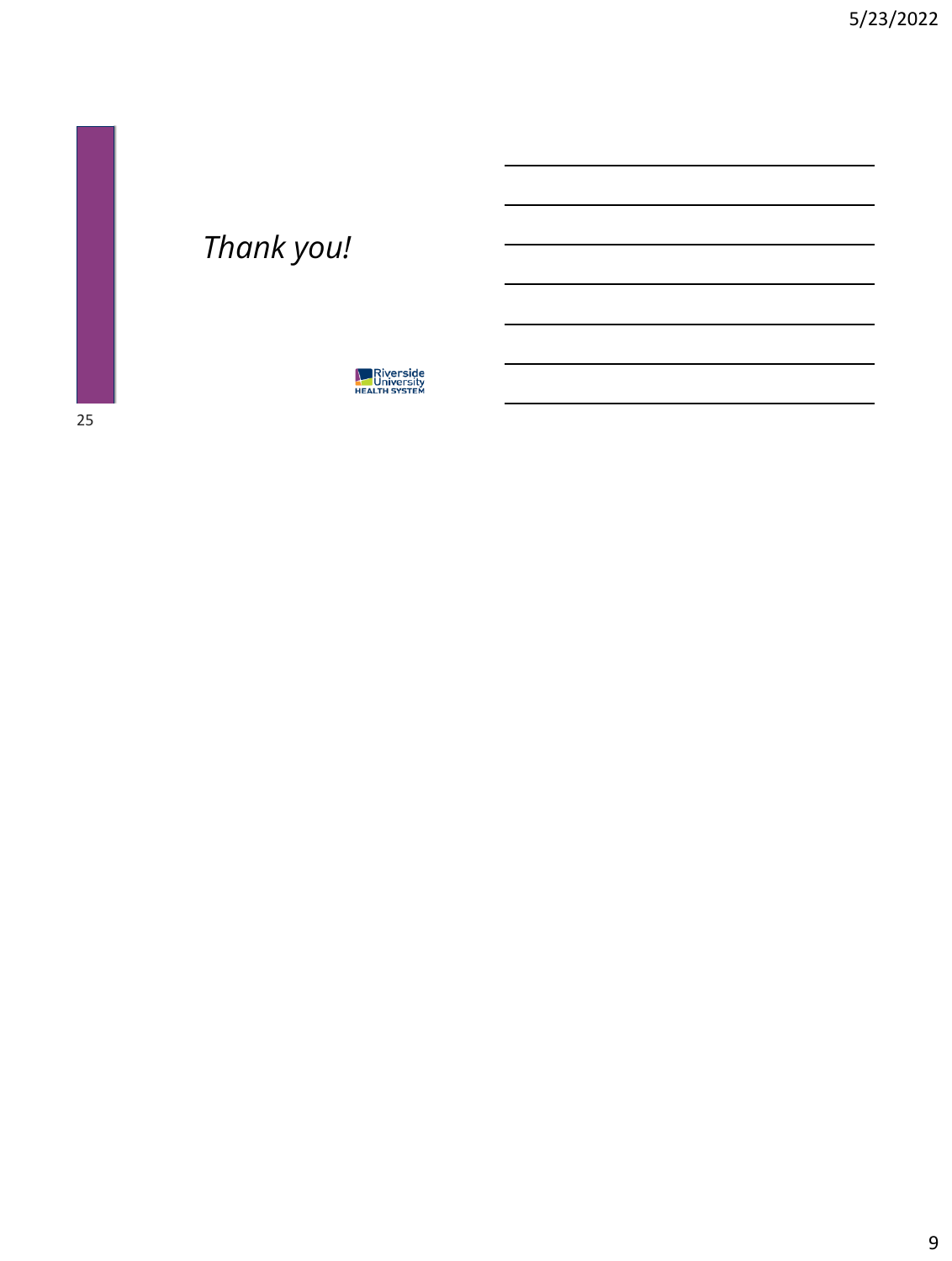*Thank you!*

Riverside University HEALTH SYSTEM